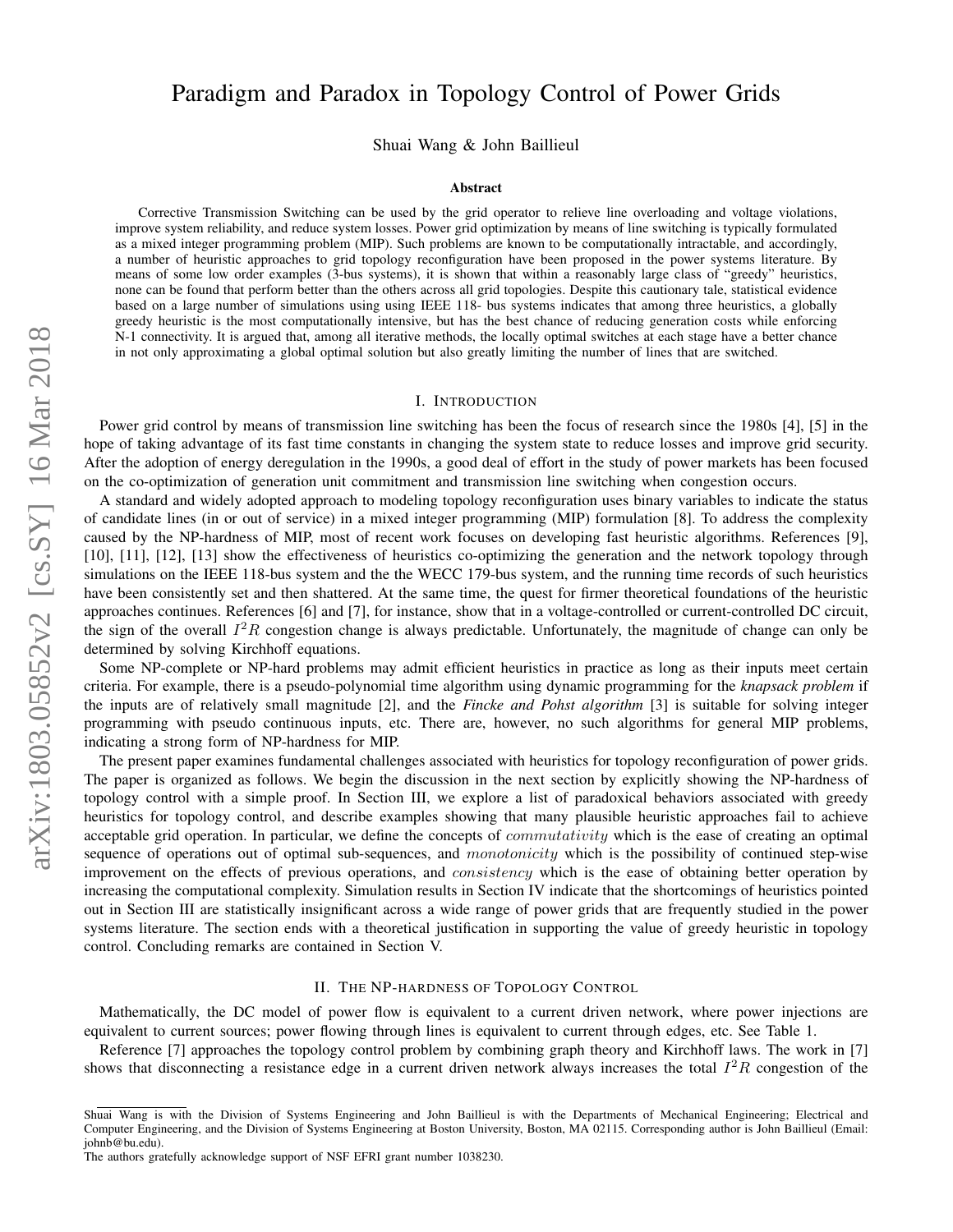# Paradigm and Paradox in Topology Control of Power Grids

Shuai Wang & John Baillieul

### Abstract

Corrective Transmission Switching can be used by the grid operator to relieve line overloading and voltage violations, improve system reliability, and reduce system losses. Power grid optimization by means of line switching is typically formulated as a mixed integer programming problem (MIP). Such problems are known to be computationally intractable, and accordingly, a number of heuristic approaches to grid topology reconfiguration have been proposed in the power systems literature. By means of some low order examples (3-bus systems), it is shown that within a reasonably large class of "greedy" heuristics, none can be found that perform better than the others across all grid topologies. Despite this cautionary tale, statistical evidence based on a large number of simulations using using IEEE 118- bus systems indicates that among three heuristics, a globally greedy heuristic is the most computationally intensive, but has the best chance of reducing generation costs while enforcing N-1 connectivity. It is argued that, among all iterative methods, the locally optimal switches at each stage have a better chance in not only approximating a global optimal solution but also greatly limiting the number of lines that are switched.

## I. Introduction

Power grid control by means of transmission line switching has been the focus of research since the 1980s [4], [5] in the hope of taking advantage of its fast time constants in changing the system state to reduce losses and improve grid security. After the adoption of energy deregulation in the 1990s, a good deal of effort in the study of power markets has been focused on the co-optimization of generation unit commitment and transmission line switching when congestion occurs.

A standard and widely adopted approach to modeling topology reconfiguration uses binary variables to indicate the status of candidate lines (in or out of service) in a mixed integer programming (MIP) formulation [8]. To address the complexity caused by the NP-hardness of MIP, most of recent work focuses on developing fast heuristic algorithms. References [9], [10], [11], [12], [13] show the effectiveness of heuristics co-optimizing the generation and the network topology through simulations on the IEEE 118-bus system and the the WECC 179-bus system, and the running time records of such heuristics have been consistently set and then shattered. At the same time, the quest for firmer theoretical foundations of the heuristic approaches continues. References [6] and [7], for instance, show that in a voltage-controlled or current-controlled DC circuit, the sign of the overall $I^2R$ congestion change is always predictable. Unfortunately, the magnitude of change can only be determined by solving Kirchhoff equations.

Some NP-complete or NP-hard problems may admit efficient heuristics in practice as long as their inputs meet certain criteria. For example, there is a pseudo-polynomial time algorithm using dynamic programming for the *knapsack problem* if the inputs are of relatively small magnitude [2], and the *Fincke and Pohst algorithm* [3] is suitable for solving integer programming with pseudo continuous inputs, etc. There are, however, no such algorithms for general MIP problems, indicating a strong form of NP-hardness for MIP.

The present paper examines fundamental challenges associated with heuristics for topology reconfiguration of power grids. The paper is organized as follows. We begin the discussion in the next section by explicitly showing the NP-hardness of topology control with a simple proof. In Section III, we explore a list of paradoxical behaviors associated with greedy heuristics for topology control, and describe examples showing that many plausible heuristic approaches fail to achieve acceptable grid operation. In particular, we define the concepts of *commutativity* which is the ease of creating an optimal sequence of operations out of optimal sub-sequences, and *monotonicity* which is the possibility of continued step-wise improvement on the effects of previous operations, and *consistency* which is the ease of obtaining better operation by increasing the computational complexity. Simulation results in Section IV indicate that the shortcomings of heuristics pointed out in Section III are statistically insignificant across a wide range of power grids that are frequently studied in the power systems literature. The section ends with a theoretical justification in supporting the value of greedy heuristic in topology control. Concluding remarks are contained in Section V.

## II. The NP-hardness of Topology Control

Mathematically, the DC model of power flow is equivalent to a current driven network, where power injections are equivalent to current sources; power flowing through lines is equivalent to current through edges, etc. See Table 1.

Reference [7] approaches the topology control problem by combining graph theory and Kirchhoff laws. The work in [7] shows that disconnecting a resistance edge in a current driven network always increases the total $I^2R$ congestion of the

---

Shuai Wang is with the Division of Systems Engineering and John Baillieul is with the Departments of Mechanical Engineering; Electrical and Computer Engineering, and the Division of Systems Engineering at Boston University, Boston, MA 02115. Corresponding author is John Baillieul (Email: johnb@bu.edu).

The authors gratefully acknowledge support of NSF EFRI grant number 1038230.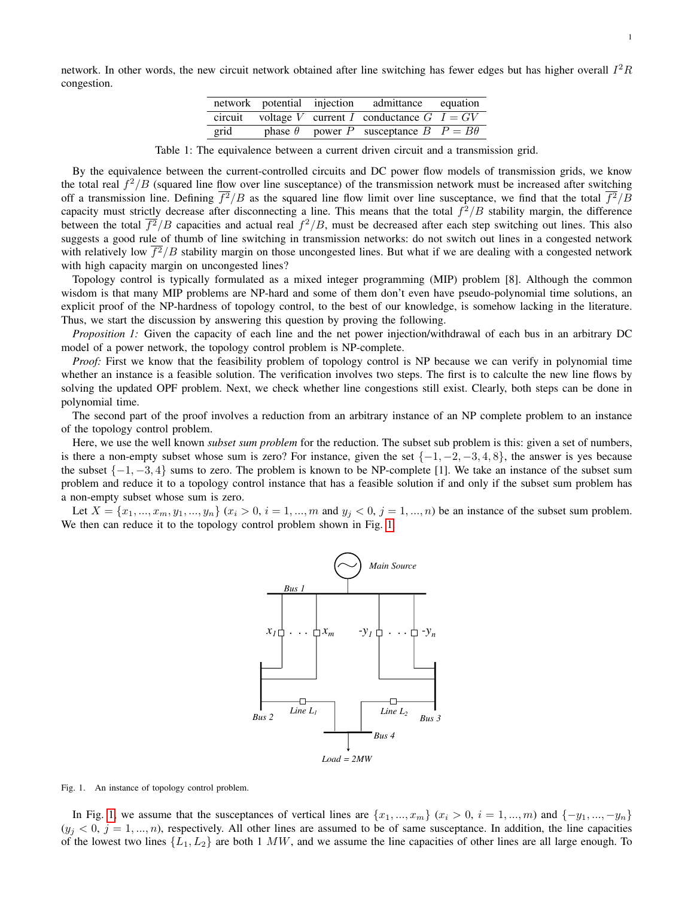network. In other words, the new circuit network obtained after line switching has fewer edges but has higher overall $I^2R$ congestion.

| network | potential | injection | admittance | equation |
|---|---|---|---|---|
| circuit | voltage $V$ | current $I$ | conductance $G$ | $I = GV$ |
| grid | phase $\theta$ | power $P$ | susceptance $B$ | $P = B\theta$ |

Table 1: The equivalence between a current driven circuit and a transmission grid.

By the equivalence between the current-controlled circuits and DC power flow models of transmission grids, we know the total real $f^2/B$ (squared line flow over line susceptance) of the transmission network must be increased after switching off a transmission line. Defining $\overline{f^2}/B$ as the squared line flow limit over line susceptance, we find that the total $\overline{f^2}/B$ capacity must strictly decrease after disconnecting a line. This means that the total $f^2/B$ stability margin, the difference between the total $\overline{f^2}/B$ capacities and actual real $f^2/B$, must be decreased after each step switching out lines. This also suggests a good rule of thumb of line switching in transmission networks: do not switch out lines in a congested network with relatively low $\overline{f^2}/B$ stability margin on those uncongested lines. But what if we are dealing with a congested network with high capacity margin on uncongested lines?

Topology control is typically formulated as a mixed integer programming (MIP) problem [8]. Although the common wisdom is that many MIP problems are NP-hard and some of them don't even have pseudo-polynomial time solutions, an explicit proof of the NP-hardness of topology control, to the best of our knowledge, is somehow lacking in the literature. Thus, we start the discussion by answering this question by proving the following.

*Proposition 1:* Given the capacity of each line and the net power injection/withdrawal of each bus in an arbitrary DC model of a power network, the topology control problem is NP-complete.

*Proof:* First we know that the feasibility problem of topology control is NP because we can verify in polynomial time whether an instance is a feasible solution. The verification involves two steps. The first is to calculte the new line flows by solving the updated OPF problem. Next, we check whether line congestions still exist. Clearly, both steps can be done in polynomial time.

The second part of the proof involves a reduction from an arbitrary instance of an NP complete problem to an instance of the topology control problem.

Here, we use the well known *subset sum problem* for the reduction. The subset sub problem is this: given a set of numbers, is there a non-empty subset whose sum is zero? For instance, given the set $\{-1, -2, -3, 4, 8\}$, the answer is yes because the subset $\{-1, -3, 4\}$ sums to zero. The problem is known to be NP-complete [1]. We take an instance of the subset sum problem and reduce it to a topology control instance that has a feasible solution if and only if the subset sum problem has a non-empty subset whose sum is zero.

Let $X = \{x_1, ..., x_m, y_1, ..., y_n\}$ ($x_i > 0$, $i = 1, ..., m$ and $y_j < 0$, $j = 1, ..., n$) be an instance of the subset sum problem. We then can reduce it to the topology control problem shown in Fig. 1.

Fig. 1. An instance of topology control problem.

In Fig. 1, we assume that the susceptances of vertical lines are $\{x_1, ..., x_m\}$ ($x_i > 0$, $i = 1, ..., m$) and $\{-y_1, ..., -y_n\}$ ($y_j < 0$, $j = 1, ..., n$), respectively. All other lines are assumed to be of same susceptance. In addition, the line capacities of the lowest two lines $\{L_1, L_2\}$ are both 1 $MW$, and we assume the line capacities of other lines are all large enough. To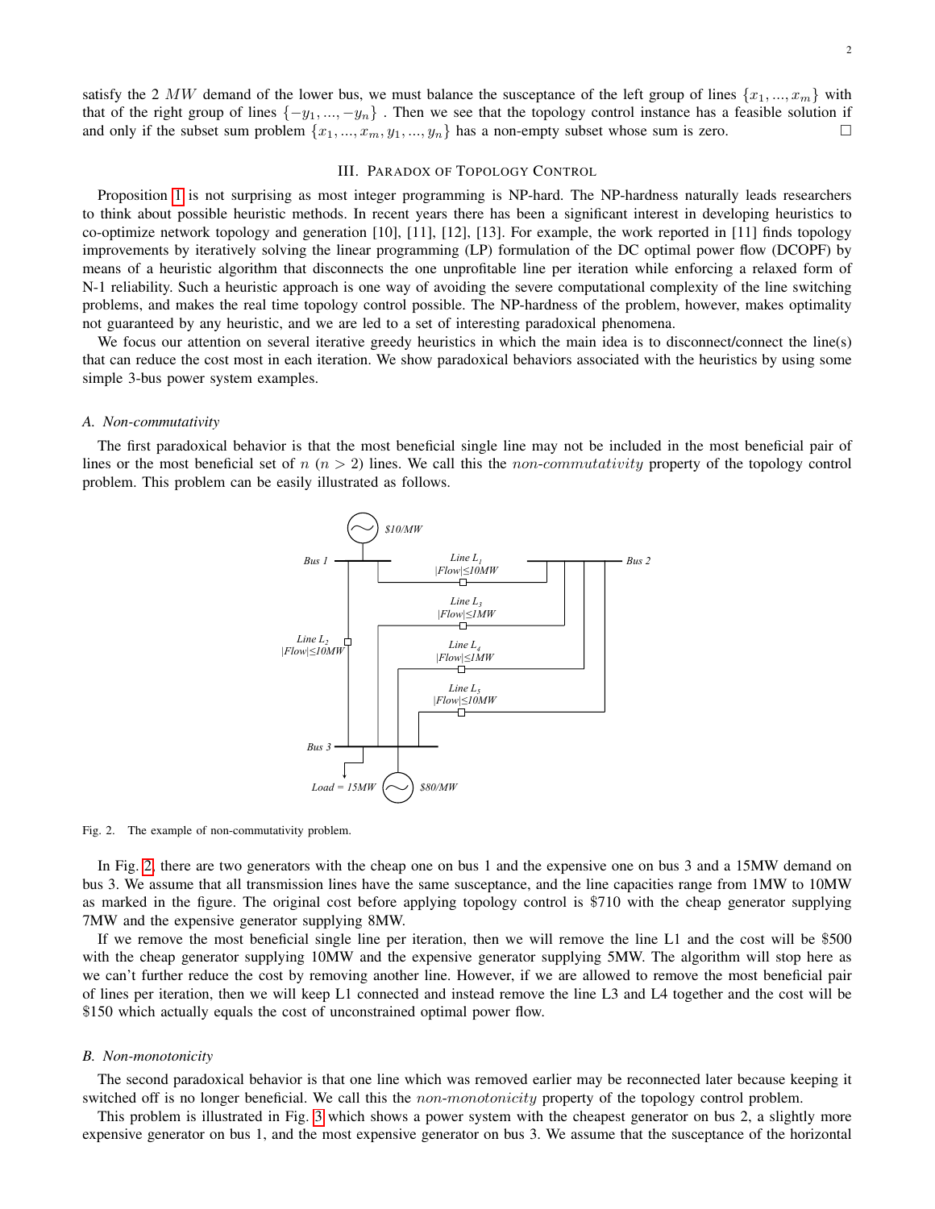satisfy the 2 $MW$ demand of the lower bus, we must balance the susceptance of the left group of lines $\{x_1, ..., x_m\}$ with that of the right group of lines $\{-y_1, ..., -y_n\}$ . Then we see that the topology control instance has a feasible solution if and only if the subset sum problem $\{x_1, ..., x_m, y_1, ..., y_n\}$ has a non-empty subset whose sum is zero. □

## III. Paradox of Topology Control

Proposition 1 is not surprising as most integer programming is NP-hard. The NP-hardness naturally leads researchers to think about possible heuristic methods. In recent years there has been a significant interest in developing heuristics to co-optimize network topology and generation [10], [11], [12], [13]. For example, the work reported in [11] finds topology improvements by iteratively solving the linear programming (LP) formulation of the DC optimal power flow (DCOPF) by means of a heuristic algorithm that disconnects the one unprofitable line per iteration while enforcing a relaxed form of N-1 reliability. Such a heuristic approach is one way of avoiding the severe computational complexity of the line switching problems, and makes the real time topology control possible. The NP-hardness of the problem, however, makes optimality not guaranteed by any heuristic, and we are led to a set of interesting paradoxical phenomena.

We focus our attention on several iterative greedy heuristics in which the main idea is to disconnect/connect the line(s) that can reduce the cost most in each iteration. We show paradoxical behaviors associated with the heuristics by using some simple 3-bus power system examples.

### A. Non-commutativity

The first paradoxical behavior is that the most beneficial single line may not be included in the most beneficial pair of lines or the most beneficial set of $n$ ($n > 2$) lines. We call this the *non-commutativity* property of the topology control problem. This problem can be easily illustrated as follows.

Fig. 2. The example of non-commutativity problem.

In Fig. 2, there are two generators with the cheap one on bus 1 and the expensive one on bus 3 and a 15MW demand on bus 3. We assume that all transmission lines have the same susceptance, and the line capacities range from 1MW to 10MW as marked in the figure. The original cost before applying topology control is \$710 with the cheap generator supplying 7MW and the expensive generator supplying 8MW.

If we remove the most beneficial single line per iteration, then we will remove the line L1 and the cost will be \$500 with the cheap generator supplying 10MW and the expensive generator supplying 5MW. The algorithm will stop here as we can't further reduce the cost by removing another line. However, if we are allowed to remove the most beneficial pair of lines per iteration, then we will keep L1 connected and instead remove the line L3 and L4 together and the cost will be \$150 which actually equals the cost of unconstrained optimal power flow.

### B. Non-monotonicity

The second paradoxical behavior is that one line which was removed earlier may be reconnected later because keeping it switched off is no longer beneficial. We call this the *non-monotonicity* property of the topology control problem.

This problem is illustrated in Fig. 3 which shows a power system with the cheapest generator on bus 2, a slightly more expensive generator on bus 1, and the most expensive generator on bus 3. We assume that the susceptance of the horizontal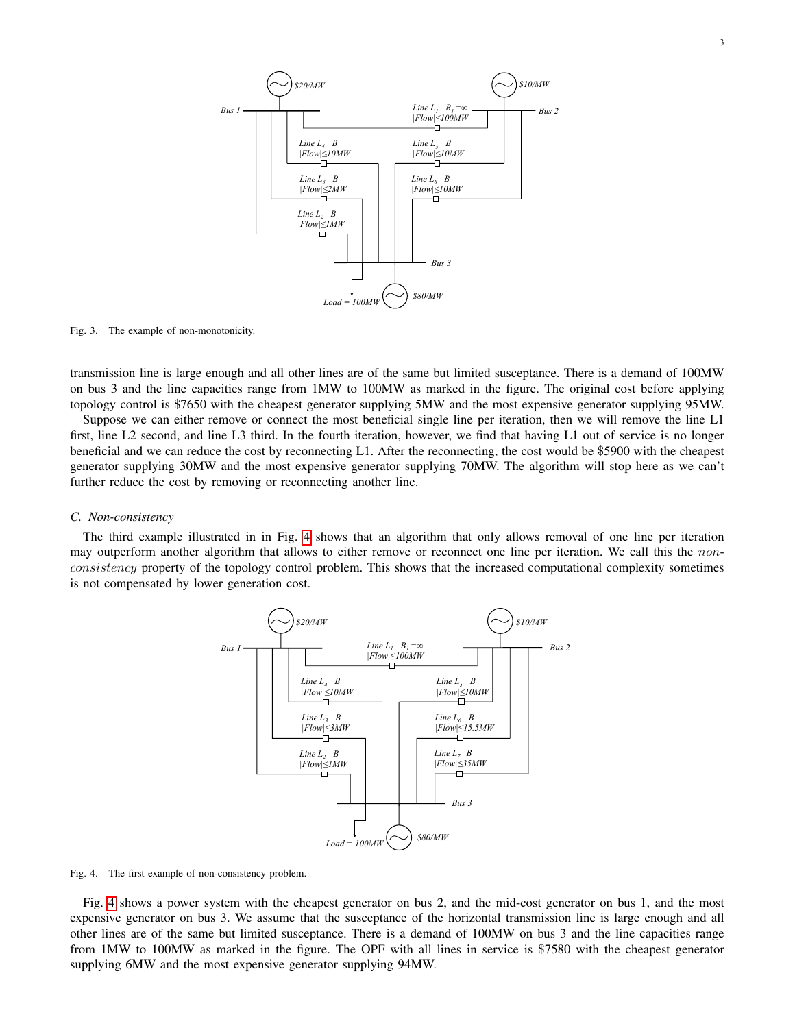Fig. 3. The example of non-monotonicity.

transmission line is large enough and all other lines are of the same but limited susceptance. There is a demand of 100MW on bus 3 and the line capacities range from 1MW to 100MW as marked in the figure. The original cost before applying topology control is $7650 with the cheapest generator supplying 5MW and the most expensive generator supplying 95MW.

Suppose we can either remove or connect the most beneficial single line per iteration, then we will remove the line L1 first, line L2 second, and line L3 third. In the fourth iteration, however, we find that having L1 out of service is no longer beneficial and we can reduce the cost by reconnecting L1. After the reconnecting, the cost would be $5900 with the cheapest generator supplying 30MW and the most expensive generator supplying 70MW. The algorithm will stop here as we can't further reduce the cost by removing or reconnecting another line.

### C. Non-consistency

The third example illustrated in in Fig. 4 shows that an algorithm that only allows removal of one line per iteration may outperform another algorithm that allows to either remove or reconnect one line per iteration. We call this the *non-consistency* property of the topology control problem. This shows that the increased computational complexity sometimes is not compensated by lower generation cost.

Fig. 4. The first example of non-consistency problem.

Fig. 4 shows a power system with the cheapest generator on bus 2, and the mid-cost generator on bus 1, and the most expensive generator on bus 3. We assume that the susceptance of the horizontal transmission line is large enough and all other lines are of the same but limited susceptance. There is a demand of 100MW on bus 3 and the line capacities range from 1MW to 100MW as marked in the figure. The OPF with all lines in service is $7580 with the cheapest generator supplying 6MW and the most expensive generator supplying 94MW.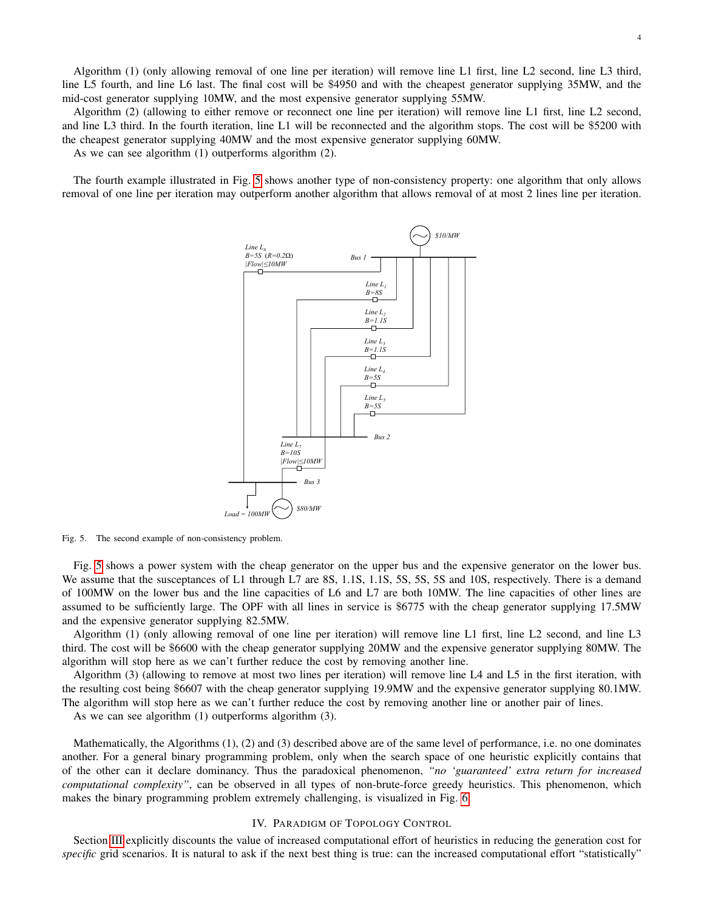Algorithm (1) (only allowing removal of one line per iteration) will remove line L1 first, line L2 second, line L3 third, line L5 fourth, and line L6 last. The final cost will be $4950 and with the cheapest generator supplying 35MW, and the mid-cost generator supplying 10MW, and the most expensive generator supplying 55MW.

Algorithm (2) (allowing to either remove or reconnect one line per iteration) will remove line L1 first, line L2 second, and line L3 third. In the fourth iteration, line L1 will be reconnected and the algorithm stops. The cost will be $5200 with the cheapest generator supplying 40MW and the most expensive generator supplying 60MW.

As we can see algorithm (1) outperforms algorithm (2).

The fourth example illustrated in Fig. 5 shows another type of non-consistency property: one algorithm that only allows removal of one line per iteration may outperform another algorithm that allows removal of at most 2 lines line per iteration.

Fig. 5. The second example of non-consistency problem.

Fig. 5 shows a power system with the cheap generator on the upper bus and the expensive generator on the lower bus. We assume that the susceptances of L1 through L7 are 8S, 1.1S, 1.1S, 5S, 5S, 5S and 10S, respectively. There is a demand of 100MW on the lower bus and the line capacities of L6 and L7 are both 10MW. The line capacities of other lines are assumed to be sufficiently large. The OPF with all lines in service is $6775 with the cheap generator supplying 17.5MW and the expensive generator supplying 82.5MW.

Algorithm (1) (only allowing removal of one line per iteration) will remove line L1 first, line L2 second, and line L3 third. The cost will be $6600 with the cheap generator supplying 20MW and the expensive generator supplying 80MW. The algorithm will stop here as we can't further reduce the cost by removing another line.

Algorithm (3) (allowing to remove at most two lines per iteration) will remove line L4 and L5 in the first iteration, with the resulting cost being $6607 with the cheap generator supplying 19.9MW and the expensive generator supplying 80.1MW. The algorithm will stop here as we can't further reduce the cost by removing another line or another pair of lines.

As we can see algorithm (1) outperforms algorithm (3).

Mathematically, the Algorithms (1), (2) and (3) described above are of the same level of performance, i.e. no one dominates another. For a general binary programming problem, only when the search space of one heuristic explicitly contains that of the other can it declare dominancy. Thus the paradoxical phenomenon, *"no 'guaranteed' extra return for increased computational complexity"*, can be observed in all types of non-brute-force greedy heuristics. This phenomenon, which makes the binary programming problem extremely challenging, is visualized in Fig. 6.

## IV. Paradigm of Topology Control

Section III explicitly discounts the value of increased computational effort of heuristics in reducing the generation cost for *specific* grid scenarios. It is natural to ask if the next best thing is true: can the increased computational effort "statistically"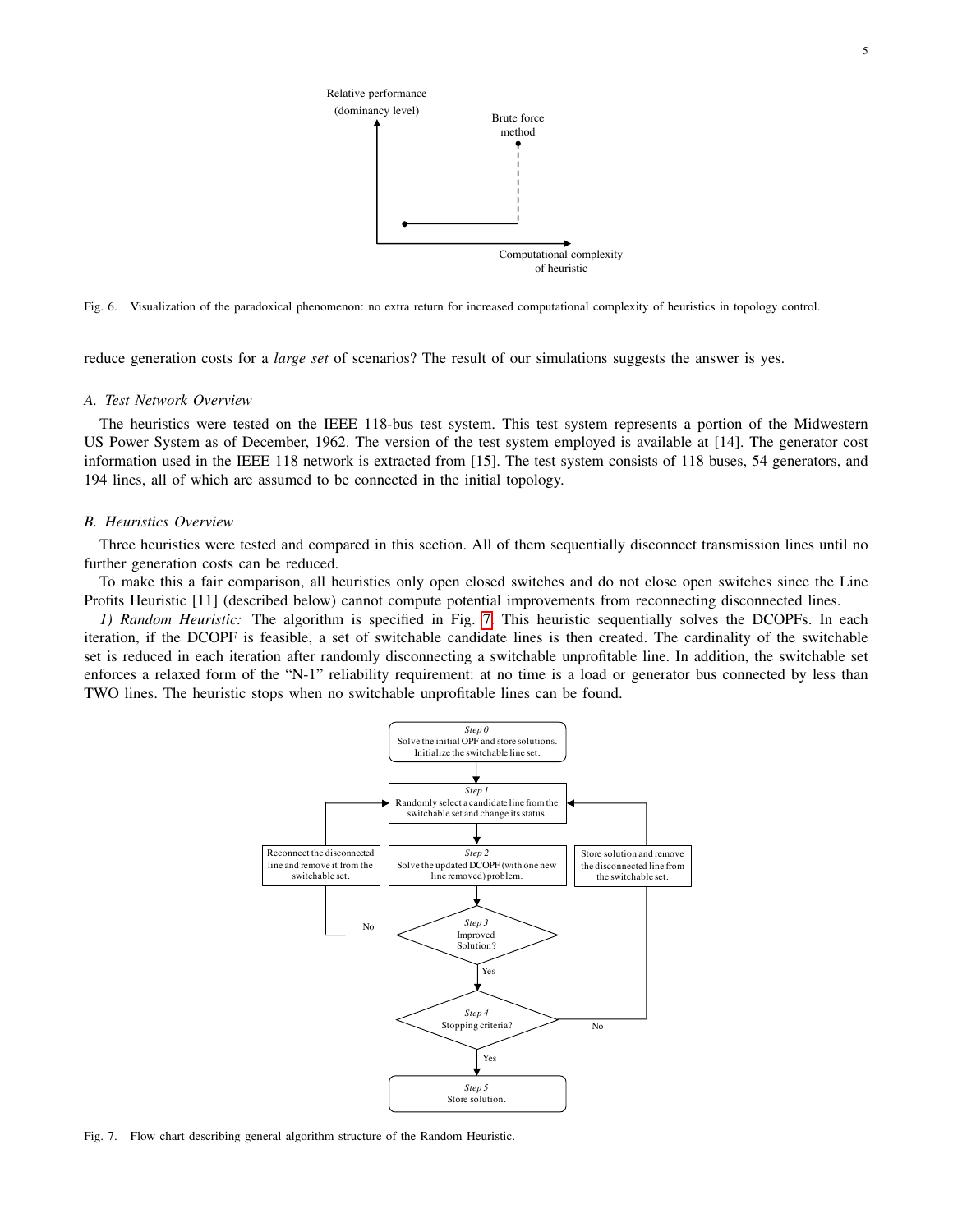Fig. 6. Visualization of the paradoxical phenomenon: no extra return for increased computational complexity of heuristics in topology control.

reduce generation costs for a *large set* of scenarios? The result of our simulations suggests the answer is yes.

### A. Test Network Overview

The heuristics were tested on the IEEE 118-bus test system. This test system represents a portion of the Midwestern US Power System as of December, 1962. The version of the test system employed is available at [14]. The generator cost information used in the IEEE 118 network is extracted from [15]. The test system consists of 118 buses, 54 generators, and 194 lines, all of which are assumed to be connected in the initial topology.

### B. Heuristics Overview

Three heuristics were tested and compared in this section. All of them sequentially disconnect transmission lines until no further generation costs can be reduced.

To make this a fair comparison, all heuristics only open closed switches and do not close open switches since the Line Profits Heuristic [11] (described below) cannot compute potential improvements from reconnecting disconnected lines.

*1) Random Heuristic:* The algorithm is specified in Fig. 7. This heuristic sequentially solves the DCOPFs. In each iteration, if the DCOPF is feasible, a set of switchable candidate lines is then created. The cardinality of the switchable set is reduced in each iteration after randomly disconnecting a switchable unprofitable line. In addition, the switchable set enforces a relaxed form of the "N-1" reliability requirement: at no time is a load or generator bus connected by less than TWO lines. The heuristic stops when no switchable unprofitable lines can be found.

Fig. 7. Flow chart describing general algorithm structure of the Random Heuristic.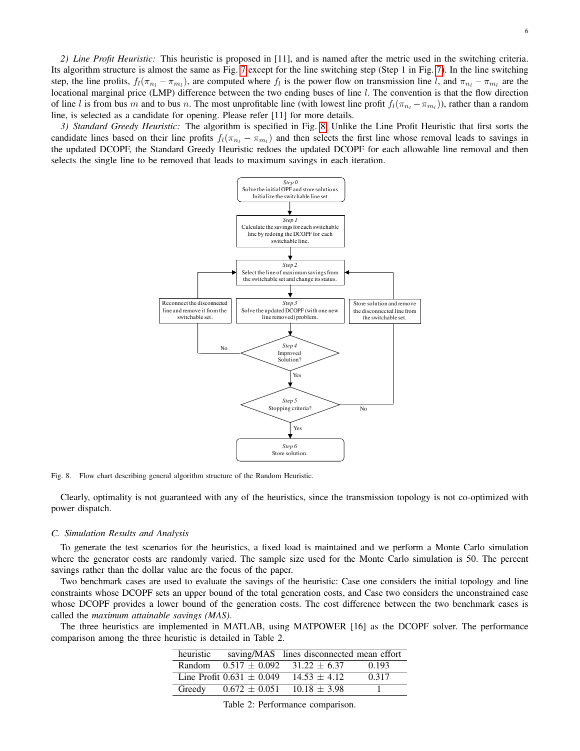*2) Line Profit Heuristic:* This heuristic is proposed in [11], and is named after the metric used in the switching criteria. Its algorithm structure is almost the same as Fig. 7 except for the line switching step (Step 1 in Fig. 7). In the line switching step, the line profits, $f_l(\pi_{n_l} - \pi_{m_l})$, are computed where $f_l$ is the power flow on transmission line $l$, and $\pi_{n_l} - \pi_{m_l}$ are the locational marginal price (LMP) difference between the two ending buses of line $l$. The convention is that the flow direction of line $l$ is from bus $m$ and to bus $n$. The most unprofitable line (with lowest line profit $f_l(\pi_{n_l} - \pi_{m_l})$), rather than a random line, is selected as a candidate for opening. Please refer [11] for more details.

*3) Standard Greedy Heuristic:* The algorithm is specified in Fig. 8. Unlike the Line Profit Heuristic that first sorts the candidate lines based on their line profits $f_l(\pi_{n_l} - \pi_{m_l})$ and then selects the first line whose removal leads to savings in the updated DCOPF, the Standard Greedy Heuristic redoes the updated DCOPF for each allowable line removal and then selects the single line to be removed that leads to maximum savings in each iteration.

*Step 0*
Solve the initial OPF and store solutions. Initialize the switchable line set.

*Step 1*
Calculate the savings for each switchable line by redoing the DCOPF for each switchable line.

*Step 2*
Select the line of maximum savings from the switchable set and change its status.

*Step 3*
Solve the updated DCOPF (with one new line removed) problem.

*Step 4*
Improved Solution?

No: Reconnect the disconnected line and remove it from the switchable set.

Yes:

*Step 5*
Stopping criteria?

No: Store solution and remove the disconnected line from the switchable set.

Yes:

*Step 6*
Store solution.

Fig. 8. Flow chart describing general algorithm structure of the Random Heuristic.

Clearly, optimality is not guaranteed with any of the heuristics, since the transmission topology is not co-optimized with power dispatch.

### C. Simulation Results and Analysis

To generate the test scenarios for the heuristics, a fixed load is maintained and we perform a Monte Carlo simulation where the generator costs are randomly varied. The sample size used for the Monte Carlo simulation is 50. The percent savings rather than the dollar value are the focus of the paper.

Two benchmark cases are used to evaluate the savings of the heuristic: Case one considers the initial topology and line constraints whose DCOPF sets an upper bound of the total generation costs, and Case two considers the unconstrained case whose DCOPF provides a lower bound of the generation costs. The cost difference between the two benchmark cases is called the *maximum attainable savings (MAS)*.

The three heuristics are implemented in MATLAB, using MATPOWER [16] as the DCOPF solver. The performance comparison among the three heuristic is detailed in Table 2.

| heuristic | saving/MAS | lines disconnected | mean effort |
|---|---|---|---|
| Random | $0.517 \pm 0.092$ | $31.22 \pm 6.37$ | 0.193 |
| Line Profit | $0.631 \pm 0.049$ | $14.53 \pm 4.12$ | 0.317 |
| Greedy | $0.672 \pm 0.051$ | $10.18 \pm 3.98$ | 1 |

Table 2: Performance comparison.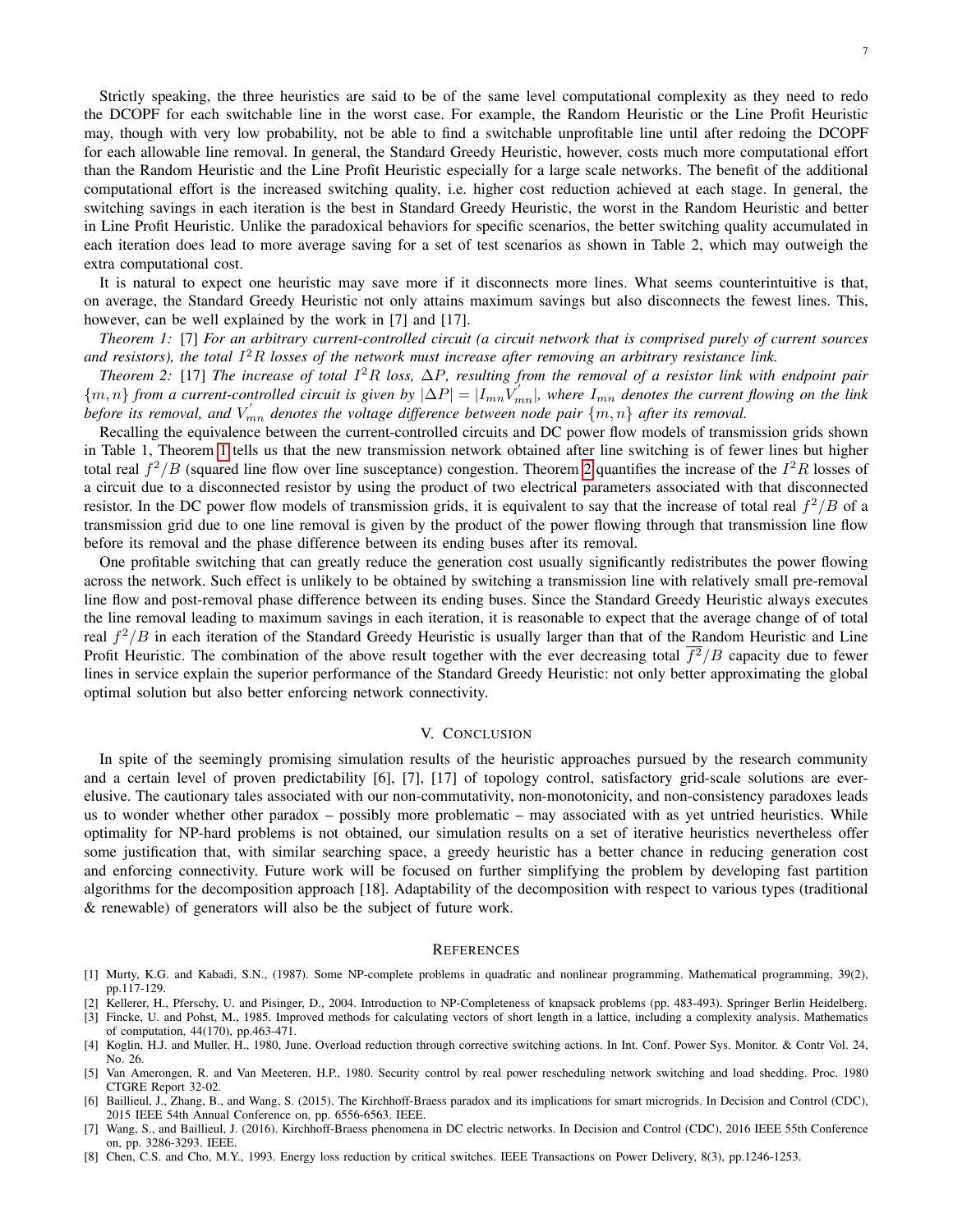Strictly speaking, the three heuristics are said to be of the same level computational complexity as they need to redo the DCOPF for each switchable line in the worst case. For example, the Random Heuristic or the Line Profit Heuristic may, though with very low probability, not be able to find a switchable unprofitable line until after redoing the DCOPF for each allowable line removal. In general, the Standard Greedy Heuristic, however, costs much more computational effort than the Random Heuristic and the Line Profit Heuristic especially for a large scale networks. The benefit of the additional computational effort is the increased switching quality, i.e. higher cost reduction achieved at each stage. In general, the switching savings in each iteration is the best in Standard Greedy Heuristic, the worst in the Random Heuristic and better in Line Profit Heuristic. Unlike the paradoxical behaviors for specific scenarios, the better switching quality accumulated in each iteration does lead to more average saving for a set of test scenarios as shown in Table 2, which may outweigh the extra computational cost.

It is natural to expect one heuristic may save more if it disconnects more lines. What seems counterintuitive is that, on average, the Standard Greedy Heuristic not only attains maximum savings but also disconnects the fewest lines. This, however, can be well explained by the work in [7] and [17].

*Theorem 1:* [7] *For an arbitrary current-controlled circuit (a circuit network that is comprised purely of current sources and resistors), the total $I^2R$ losses of the network must increase after removing an arbitrary resistance link.*

*Theorem 2:* [17] *The increase of total $I^2R$ loss, $\Delta P$, resulting from the removal of a resistor link with endpoint pair $\{m, n\}$ from a current-controlled circuit is given by $|\Delta P| = |I_{mn}V_{mn}^{'}|$, where $I_{mn}$ denotes the current flowing on the link before its removal, and $V_{mn}^{'}$ denotes the voltage difference between node pair $\{m, n\}$ after its removal.*

Recalling the equivalence between the current-controlled circuits and DC power flow models of transmission grids shown in Table 1, Theorem 1 tells us that the new transmission network obtained after line switching is of fewer lines but higher total real $f^2/B$ (squared line flow over line susceptance) congestion. Theorem 2 quantifies the increase of the $I^2R$ losses of a circuit due to a disconnected resistor by using the product of two electrical parameters associated with that disconnected resistor. In the DC power flow models of transmission grids, it is equivalent to say that the increase of total real $f^2/B$ of a transmission grid due to one line removal is given by the product of the power flowing through that transmission line flow before its removal and the phase difference between its ending buses after its removal.

One profitable switching that can greatly reduce the generation cost usually significantly redistributes the power flowing across the network. Such effect is unlikely to be obtained by switching a transmission line with relatively small pre-removal line flow and post-removal phase difference between its ending buses. Since the Standard Greedy Heuristic always executes the line removal leading to maximum savings in each iteration, it is reasonable to expect that the average change of of total real $f^2/B$ in each iteration of the Standard Greedy Heuristic is usually larger than that of the Random Heuristic and Line Profit Heuristic. The combination of the above result together with the ever decreasing total $\overline{f^2}/B$ capacity due to fewer lines in service explain the superior performance of the Standard Greedy Heuristic: not only better approximating the global optimal solution but also better enforcing network connectivity.

## V. Conclusion

In spite of the seemingly promising simulation results of the heuristic approaches pursued by the research community and a certain level of proven predictability [6], [7], [17] of topology control, satisfactory grid-scale solutions are ever-elusive. The cautionary tales associated with our non-commutativity, non-monotonicity, and non-consistency paradoxes leads us to wonder whether other paradox – possibly more problematic – may associated with as yet untried heuristics. While optimality for NP-hard problems is not obtained, our simulation results on a set of iterative heuristics nevertheless offer some justification that, with similar searching space, a greedy heuristic has a better chance in reducing generation cost and enforcing connectivity. Future work will be focused on further simplifying the problem by developing fast partition algorithms for the decomposition approach [18]. Adaptability of the decomposition with respect to various types (traditional & renewable) of generators will also be the subject of future work.

## References

[1] Murty, K.G. and Kabadi, S.N., (1987). Some NP-complete problems in quadratic and nonlinear programming. Mathematical programming, 39(2), pp.117-129.

[2] Kellerer, H., Pferschy, U. and Pisinger, D., 2004. Introduction to NP-Completeness of knapsack problems (pp. 483-493). Springer Berlin Heidelberg.

[3] Fincke, U. and Pohst, M., 1985. Improved methods for calculating vectors of short length in a lattice, including a complexity analysis. Mathematics of computation, 44(170), pp.463-471.

[4] Koglin, H.J. and Muller, H., 1980, June. Overload reduction through corrective switching actions. In Int. Conf. Power Sys. Monitor. & Contr Vol. 24, No. 26.

[5] Van Amerongen, R. and Van Meeteren, H.P., 1980. Security control by real power rescheduling network switching and load shedding. Proc. 1980 CTGRE Report 32-02.

[6] Baillieul, J., Zhang, B., and Wang, S. (2015). The Kirchhoff-Braess paradox and its implications for smart microgrids. In Decision and Control (CDC), 2015 IEEE 54th Annual Conference on, pp. 6556-6563. IEEE.

[7] Wang, S., and Baillieul, J. (2016). Kirchhoff-Braess phenomena in DC electric networks. In Decision and Control (CDC), 2016 IEEE 55th Conference on, pp. 3286-3293. IEEE.

[8] Chen, C.S. and Cho, M.Y., 1993. Energy loss reduction by critical switches. IEEE Transactions on Power Delivery, 8(3), pp.1246-1253.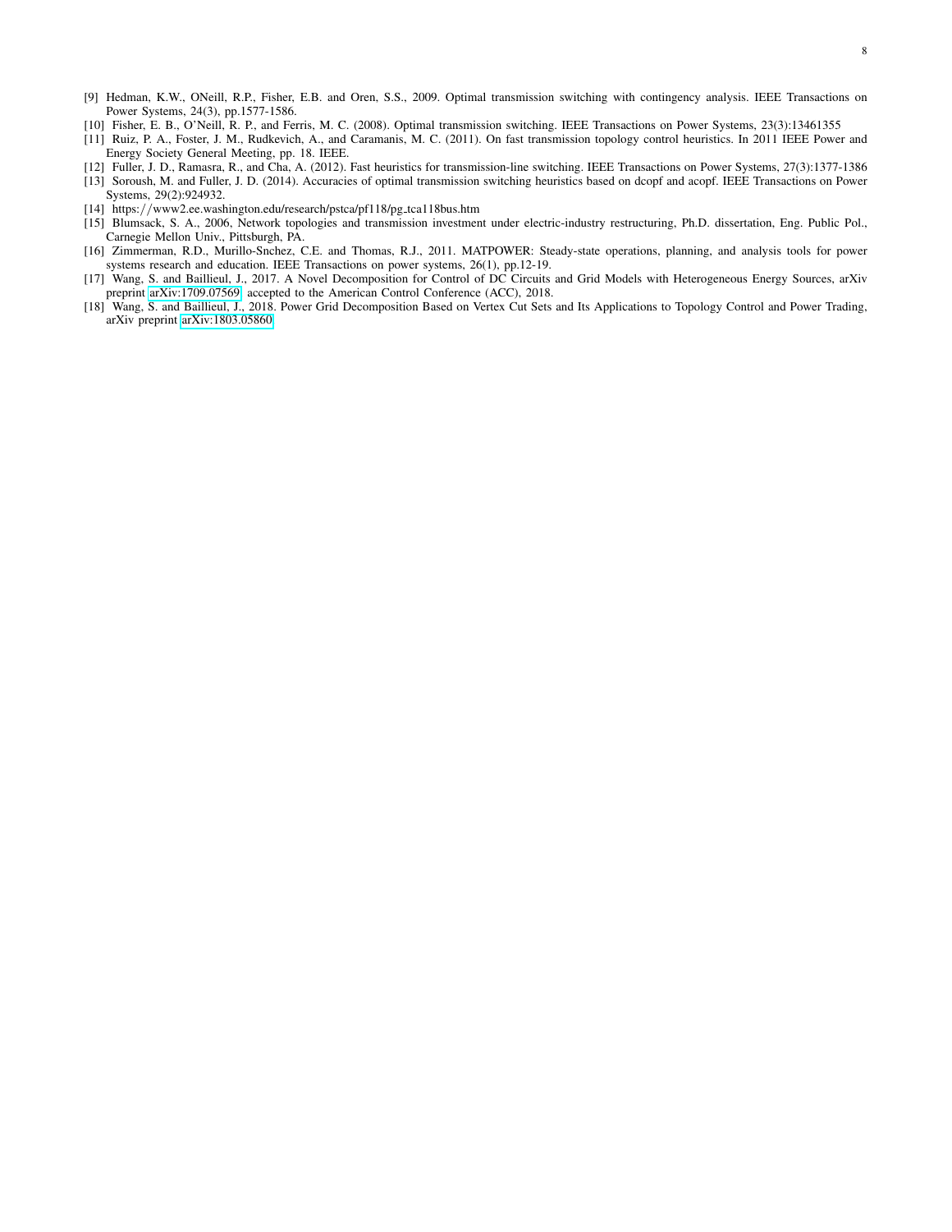[9] Hedman, K.W., ONeill, R.P., Fisher, E.B. and Oren, S.S., 2009. Optimal transmission switching with contingency analysis. IEEE Transactions on Power Systems, 24(3), pp.1577-1586.

[10] Fisher, E. B., O'Neill, R. P., and Ferris, M. C. (2008). Optimal transmission switching. IEEE Transactions on Power Systems, 23(3):13461355

[11] Ruiz, P. A., Foster, J. M., Rudkevich, A., and Caramanis, M. C. (2011). On fast transmission topology control heuristics. In 2011 IEEE Power and Energy Society General Meeting, pp. 18. IEEE.

[12] Fuller, J. D., Ramasra, R., and Cha, A. (2012). Fast heuristics for transmission-line switching. IEEE Transactions on Power Systems, 27(3):1377-1386

[13] Soroush, M. and Fuller, J. D. (2014). Accuracies of optimal transmission switching heuristics based on dcopf and acopf. IEEE Transactions on Power Systems, 29(2):924932.

[14] https://www2.ee.washington.edu/research/pstca/pf118/pg_tca118bus.htm

[15] Blumsack, S. A., 2006, Network topologies and transmission investment under electric-industry restructuring, Ph.D. dissertation, Eng. Public Pol., Carnegie Mellon Univ., Pittsburgh, PA.

[16] Zimmerman, R.D., Murillo-Snchez, C.E. and Thomas, R.J., 2011. MATPOWER: Steady-state operations, planning, and analysis tools for power systems research and education. IEEE Transactions on power systems, 26(1), pp.12-19.

[17] Wang, S. and Baillieul, J., 2017. A Novel Decomposition for Control of DC Circuits and Grid Models with Heterogeneous Energy Sources, arXiv preprint arXiv:1709.07569, accepted to the American Control Conference (ACC), 2018.

[18] Wang, S. and Baillieul, J., 2018. Power Grid Decomposition Based on Vertex Cut Sets and Its Applications to Topology Control and Power Trading, arXiv preprint arXiv:1803.05860